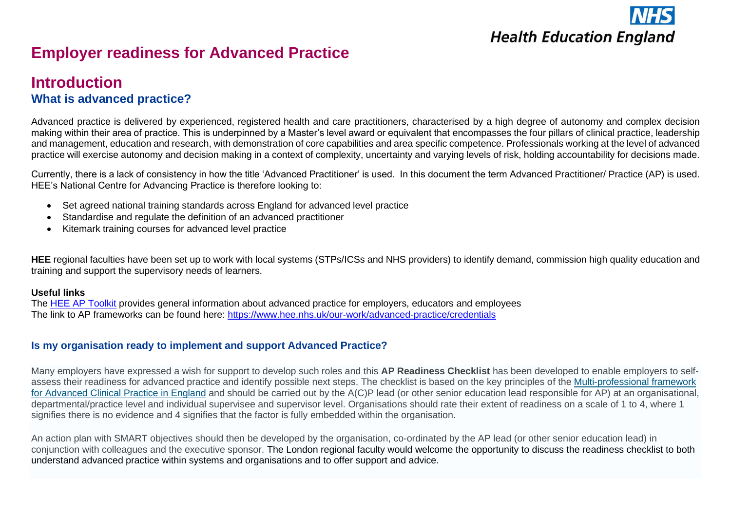# Employer readiness for Advanced Practice

## Introduction

### What is advanced practice?

Advanced practice is delivered by experienced, registered health and care practitioners, characterised by a high degree of autonomy and complex decision making within their area of practice. This is underpinned by a Master's level award or equivalent that encompasses the four pillars of clinical practice, leadership and management, education and research, with demonstration of core capabilities and area specific competence. Professionals working at the level of advanced practice will exercise autonomy and decision making in a context of complexity, uncertainty and varying levels of risk, holding accountability for decisions made.

Currently, there is a lack of consistency in how the title 'Advanced Practitioner' is used. In this document the term Advanced Practitioner/ Practice (AP) is used. HEE's National Centre for Advancing Practice is therefore looking to:

- Set agreed national training standards across England for advanced level practice
- Standardise and regulate the definition of an advanced practitioner
- Kitemark training courses for advanced level practice

**HEE** regional faculties have been set up to work with local systems (STPs/ICSs and NHS providers) to identify demand, commission high quality education and training and support the supervisory needs of learners.

**Useful links**
The HEE AP Toolkit provides general information about advanced practice for employers, educators and employees
The link to AP frameworks can be found here: https://www.hee.nhs.uk/our-work/advanced-practice/credentials

### Is my organisation ready to implement and support Advanced Practice?

Many employers have expressed a wish for support to develop such roles and this **AP Readiness Checklist** has been developed to enable employers to self-assess their readiness for advanced practice and identify possible next steps. The checklist is based on the key principles of the Multi-professional framework for Advanced Clinical Practice in England and should be carried out by the A(C)P lead (or other senior education lead responsible for AP) at an organisational, departmental/practice level and individual supervisee and supervisor level. Organisations should rate their extent of readiness on a scale of 1 to 4, where 1 signifies there is no evidence and 4 signifies that the factor is fully embedded within the organisation.

An action plan with SMART objectives should then be developed by the organisation, co-ordinated by the AP lead (or other senior education lead) in conjunction with colleagues and the executive sponsor. The London regional faculty would welcome the opportunity to discuss the readiness checklist to both understand advanced practice within systems and organisations and to offer support and advice.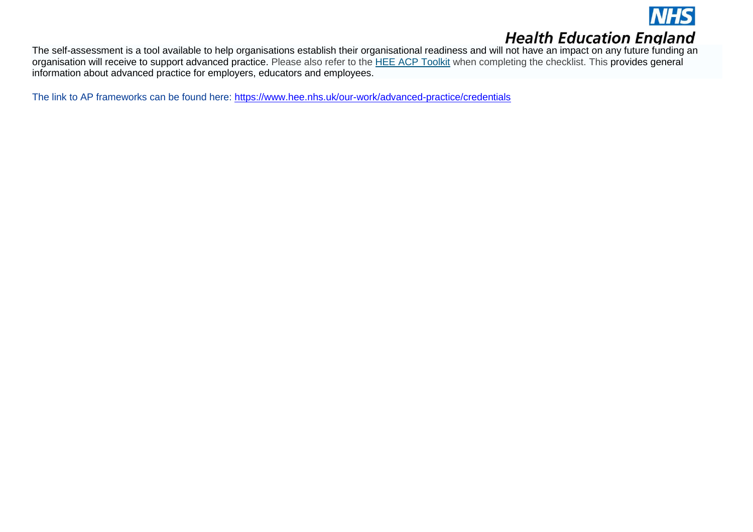The self-assessment is a tool available to help organisations establish their organisational readiness and will not have an impact on any future funding an organisation will receive to support advanced practice. Please also refer to the [HEE ACP Toolkit] when completing the checklist. This provides general information about advanced practice for employers, educators and employees.

The link to AP frameworks can be found here: https://www.hee.nhs.uk/our-work/advanced-practice/credentials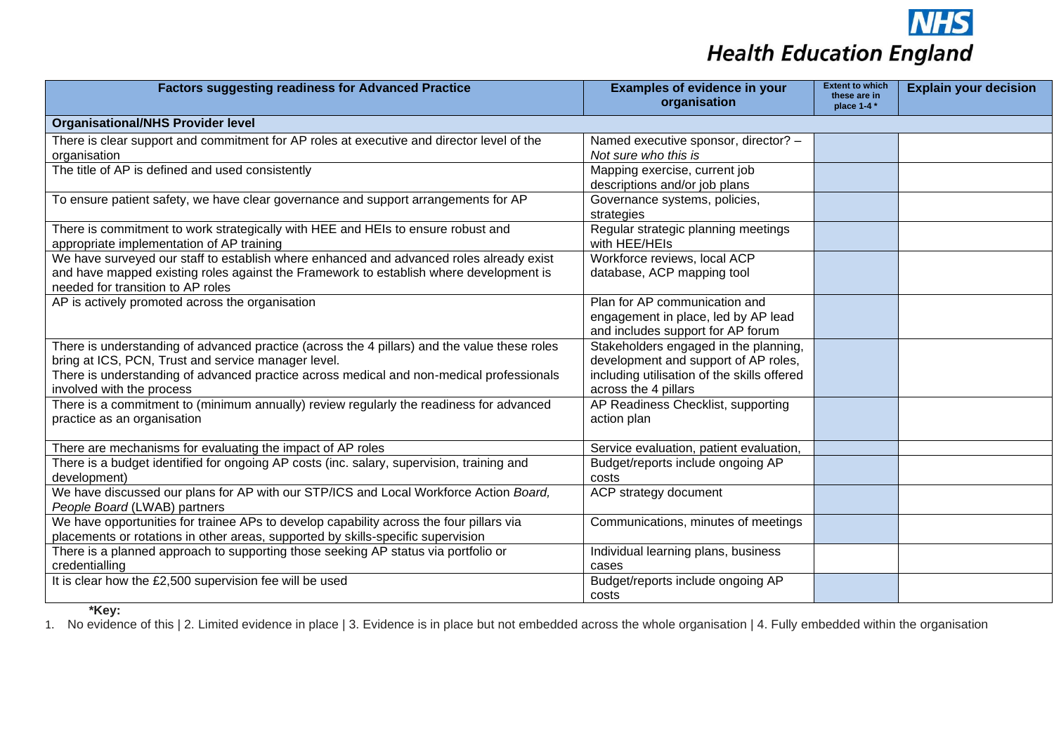| Factors suggesting readiness for Advanced Practice | Examples of evidence in your organisation | Extent to which these are in place 1-4 * | Explain your decision |
|---|---|---|---|
| **Organisational/NHS Provider level** | | | |
| There is clear support and commitment for AP roles at executive and director level of the organisation | Named executive sponsor, director? – *Not sure who this is* | | |
| The title of AP is defined and used consistently | Mapping exercise, current job descriptions and/or job plans | | |
| To ensure patient safety, we have clear governance and support arrangements for AP | Governance systems, policies, strategies | | |
| There is commitment to work strategically with HEE and HEIs to ensure robust and appropriate implementation of AP training | Regular strategic planning meetings with HEE/HEIs | | |
| We have surveyed our staff to establish where enhanced and advanced roles already exist and have mapped existing roles against the Framework to establish where development is needed for transition to AP roles | Workforce reviews, local ACP database, ACP mapping tool | | |
| AP is actively promoted across the organisation | Plan for AP communication and engagement in place, led by AP lead and includes support for AP forum | | |
| There is understanding of advanced practice (across the 4 pillars) and the value these roles bring at ICS, PCN, Trust and service manager level. There is understanding of advanced practice across medical and non-medical professionals involved with the process | Stakeholders engaged in the planning, development and support of AP roles, including utilisation of the skills offered across the 4 pillars | | |
| There is a commitment to (minimum annually) review regularly the readiness for advanced practice as an organisation | AP Readiness Checklist, supporting action plan | | |
| There are mechanisms for evaluating the impact of AP roles | Service evaluation, patient evaluation, | | |
| There is a budget identified for ongoing AP costs (inc. salary, supervision, training and development) | Budget/reports include ongoing AP costs | | |
| We have discussed our plans for AP with our STP/ICS and Local Workforce Action *Board, People Board* (LWAB) partners | ACP strategy document | | |
| We have opportunities for trainee APs to develop capability across the four pillars via placements or rotations in other areas, supported by skills-specific supervision | Communications, minutes of meetings | | |
| There is a planned approach to supporting those seeking AP status via portfolio or credentialling | Individual learning plans, business cases | | |
| It is clear how the £2,500 supervision fee will be used | Budget/reports include ongoing AP costs | | |

**\*Key:**

1. No evidence of this | 2. Limited evidence in place | 3. Evidence is in place but not embedded across the whole organisation | 4. Fully embedded within the organisation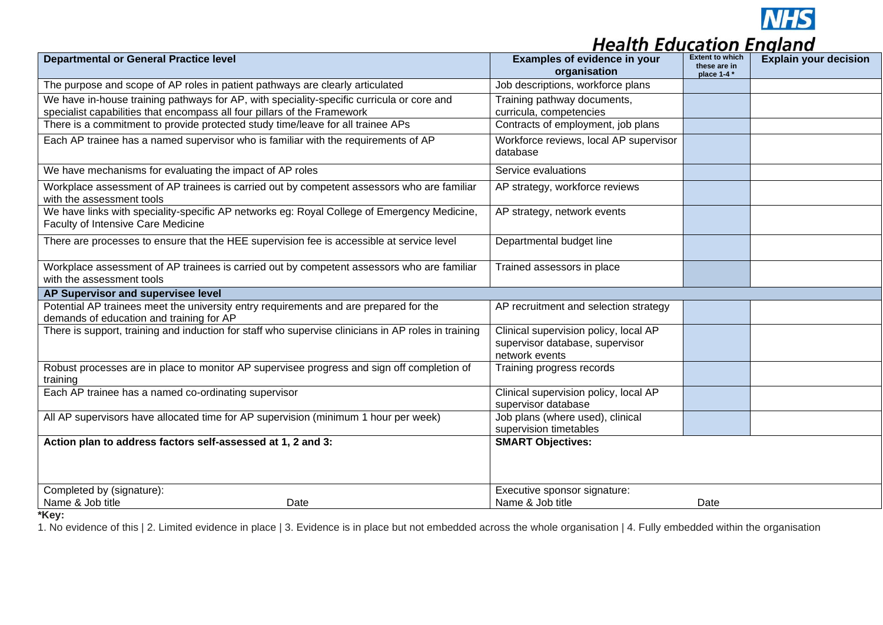| Departmental or General Practice level | Examples of evidence in your organisation | Extent to which these are in place 1-4 * | Explain your decision |
|---|---|---|---|
| The purpose and scope of AP roles in patient pathways are clearly articulated | Job descriptions, workforce plans | | |
| We have in-house training pathways for AP, with speciality-specific curricula or core and specialist capabilities that encompass all four pillars of the Framework | Training pathway documents, curricula, competencies | | |
| There is a commitment to provide protected study time/leave for all trainee APs | Contracts of employment, job plans | | |
| Each AP trainee has a named supervisor who is familiar with the requirements of AP | Workforce reviews, local AP supervisor database | | |
| We have mechanisms for evaluating the impact of AP roles | Service evaluations | | |
| Workplace assessment of AP trainees is carried out by competent assessors who are familiar with the assessment tools | AP strategy, workforce reviews | | |
| We have links with speciality-specific AP networks eg: Royal College of Emergency Medicine, Faculty of Intensive Care Medicine | AP strategy, network events | | |
| There are processes to ensure that the HEE supervision fee is accessible at service level | Departmental budget line | | |
| Workplace assessment of AP trainees is carried out by competent assessors who are familiar with the assessment tools | Trained assessors in place | | |
| **AP Supervisor and supervisee level** | | | |
| Potential AP trainees meet the university entry requirements and are prepared for the demands of education and training for AP | AP recruitment and selection strategy | | |
| There is support, training and induction for staff who supervise clinicians in AP roles in training | Clinical supervision policy, local AP supervisor database, supervisor network events | | |
| Robust processes are in place to monitor AP supervisee progress and sign off completion of training | Training progress records | | |
| Each AP trainee has a named co-ordinating supervisor | Clinical supervision policy, local AP supervisor database | | |
| All AP supervisors have allocated time for AP supervision (minimum 1 hour per week) | Job plans (where used), clinical supervision timetables | | |
| **Action plan to address factors self-assessed at 1, 2 and 3:** | **SMART Objectives:** | | |
| Completed by (signature):<br>Name & Job title Date | Executive sponsor signature:<br>Name & Job title Date | | |

***Key:**

1. No evidence of this | 2. Limited evidence in place | 3. Evidence is in place but not embedded across the whole organisation | 4. Fully embedded within the organisation